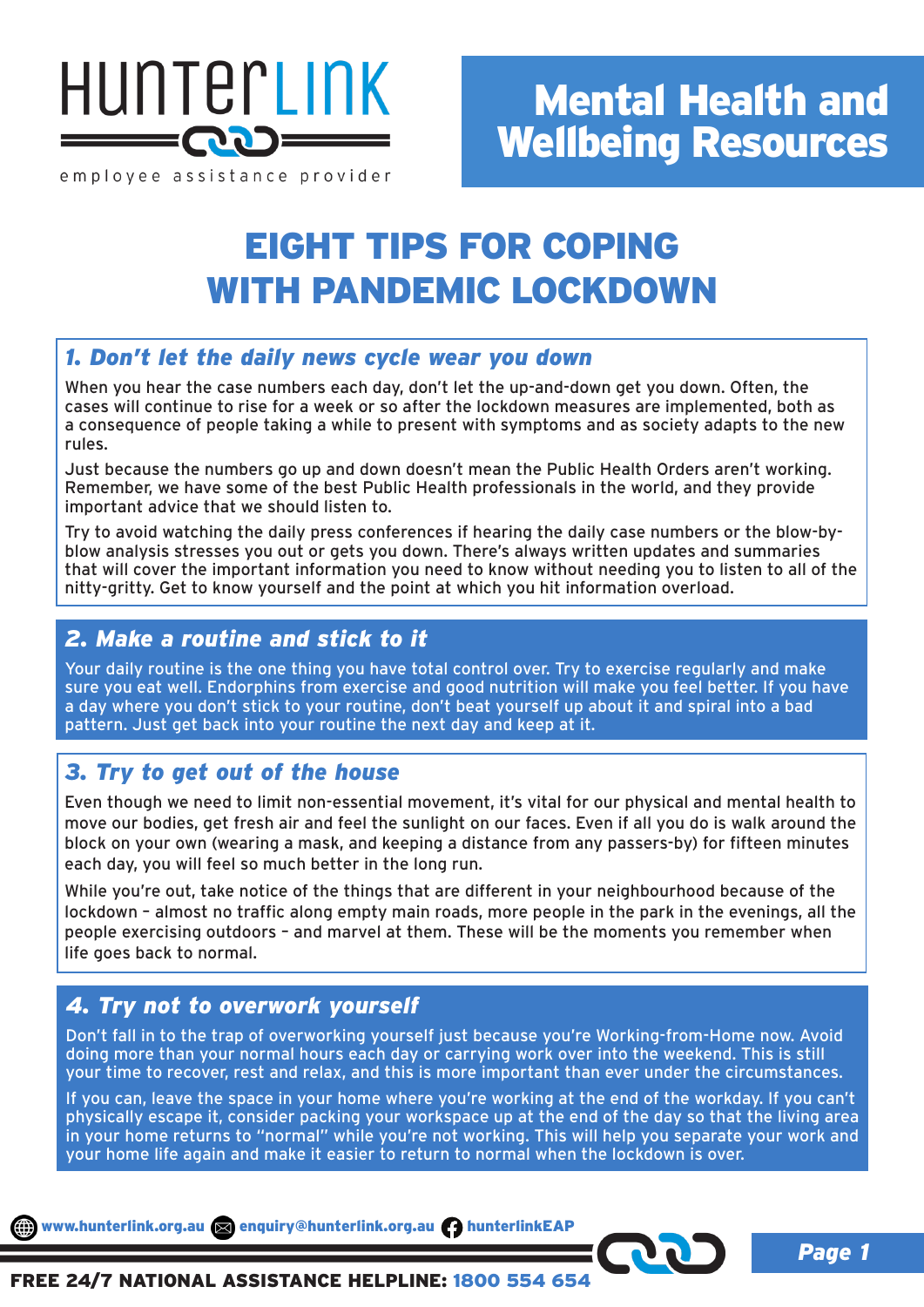HunterLink

employee assistance provider

# Mental Health and Wellbeing Resources

# EIGHT TIPS FOR COPING WITH PANDEMIC LOCKDOWN

## *1. Don't let the daily news cycle wear you down*

When you hear the case numbers each day, don't let the up-and-down get you down. Often, the cases will continue to rise for a week or so after the lockdown measures are implemented, both as a consequence of people taking a while to present with symptoms and as society adapts to the new rules.

Just because the numbers go up and down doesn't mean the Public Health Orders aren't working. Remember, we have some of the best Public Health professionals in the world, and they provide important advice that we should listen to.

Try to avoid watching the daily press conferences if hearing the daily case numbers or the blow-by-blow analysis stresses you out or gets you down. There's always written updates and summaries that will cover the important information you need to know without needing you to listen to all of the nitty-gritty. Get to know yourself and the point at which you hit information overload.

## *2. Make a routine and stick to it*

Your daily routine is the one thing you have total control over. Try to exercise regularly and make sure you eat well. Endorphins from exercise and good nutrition will make you feel better. If you have a day where you don't stick to your routine, don't beat yourself up about it and spiral into a bad pattern. Just get back into your routine the next day and keep at it.

## *3. Try to get out of the house*

Even though we need to limit non-essential movement, it's vital for our physical and mental health to move our bodies, get fresh air and feel the sunlight on our faces. Even if all you do is walk around the block on your own (wearing a mask, and keeping a distance from any passers-by) for fifteen minutes each day, you will feel so much better in the long run.

While you're out, take notice of the things that are different in your neighbourhood because of the lockdown – almost no traffic along empty main roads, more people in the park in the evenings, all the people exercising outdoors – and marvel at them. These will be the moments you remember when life goes back to normal.

## *4. Try not to overwork yourself*

Don't fall in to the trap of overworking yourself just because you're Working-from-Home now. Avoid doing more than your normal hours each day or carrying work over into the weekend. This is still your time to recover, rest and relax, and this is more important than ever under the circumstances.

If you can, leave the space in your home where you're working at the end of the workday. If you can't physically escape it, consider packing your workspace up at the end of the day so that the living area in your home returns to "normal" while you're not working. This will help you separate your work and your home life again and make it easier to return to normal when the lockdown is over.

www.hunterlink.org.au | enquiry@hunterlink.org.au | hunterlinkEAP

**FREE 24/7 NATIONAL ASSISTANCE HELPLINE: 1800 554 654**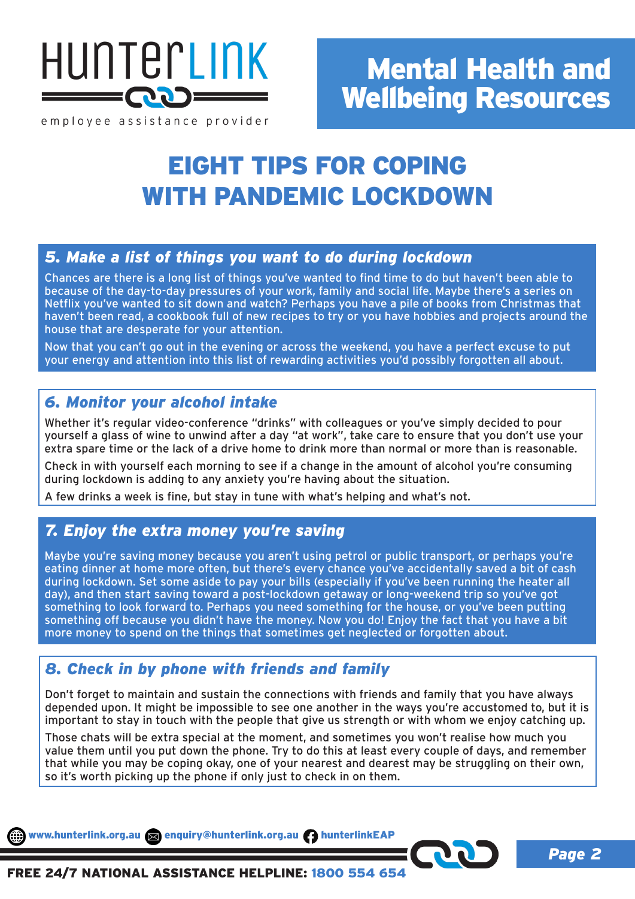# Mental Health and Wellbeing Resources

## EIGHT TIPS FOR COPING WITH PANDEMIC LOCKDOWN

### *5. Make a list of things you want to do during lockdown*

Chances are there is a long list of things you've wanted to find time to do but haven't been able to because of the day-to-day pressures of your work, family and social life. Maybe there's a series on Netflix you've wanted to sit down and watch? Perhaps you have a pile of books from Christmas that haven't been read, a cookbook full of new recipes to try or you have hobbies and projects around the house that are desperate for your attention.

Now that you can't go out in the evening or across the weekend, you have a perfect excuse to put your energy and attention into this list of rewarding activities you'd possibly forgotten all about.

### *6. Monitor your alcohol intake*

Whether it's regular video-conference "drinks" with colleagues or you've simply decided to pour yourself a glass of wine to unwind after a day "at work", take care to ensure that you don't use your extra spare time or the lack of a drive home to drink more than normal or more than is reasonable.

Check in with yourself each morning to see if a change in the amount of alcohol you're consuming during lockdown is adding to any anxiety you're having about the situation.

A few drinks a week is fine, but stay in tune with what's helping and what's not.

### *7. Enjoy the extra money you're saving*

Maybe you're saving money because you aren't using petrol or public transport, or perhaps you're eating dinner at home more often, but there's every chance you've accidentally saved a bit of cash during lockdown. Set some aside to pay your bills (especially if you've been running the heater all day), and then start saving toward a post-lockdown getaway or long-weekend trip so you've got something to look forward to. Perhaps you need something for the house, or you've been putting something off because you didn't have the money. Now you do! Enjoy the fact that you have a bit more money to spend on the things that sometimes get neglected or forgotten about.

### *8. Check in by phone with friends and family*

Don't forget to maintain and sustain the connections with friends and family that you have always depended upon. It might be impossible to see one another in the ways you're accustomed to, but it is important to stay in touch with the people that give us strength or with whom we enjoy catching up.

Those chats will be extra special at the moment, and sometimes you won't realise how much you value them until you put down the phone. Try to do this at least every couple of days, and remember that while you may be coping okay, one of your nearest and dearest may be struggling on their own, so it's worth picking up the phone if only just to check in on them.

www.hunterlink.org.au | enquiry@hunterlink.org.au | hunterlinkEAP

**FREE 24/7 NATIONAL ASSISTANCE HELPLINE: 1800 554 654**